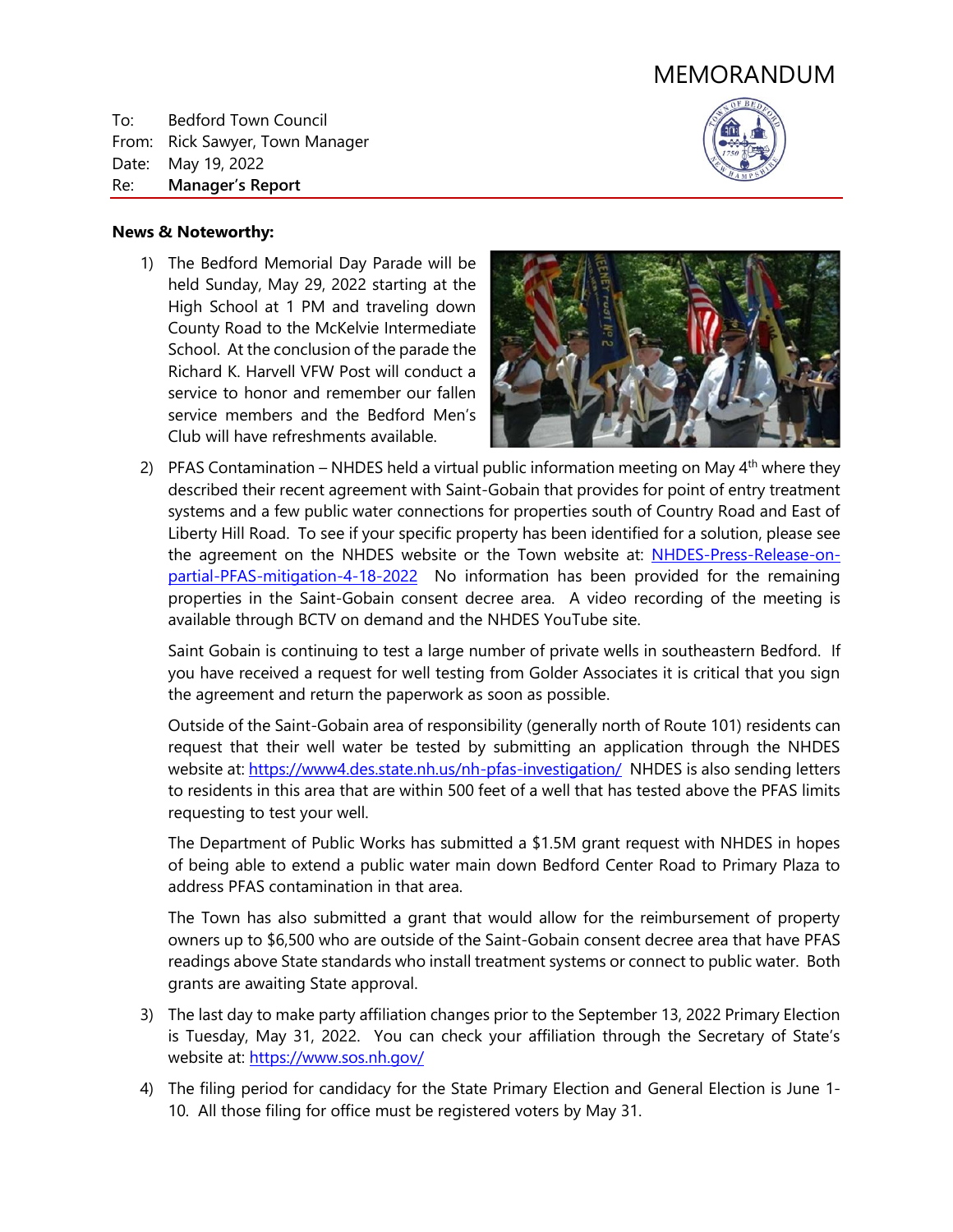# MEMORANDUM

To: Bedford Town Council
From: Rick Sawyer, Town Manager
Date: May 19, 2022
Re: **Manager's Report**

**News & Noteworthy:**

1) The Bedford Memorial Day Parade will be held Sunday, May 29, 2022 starting at the High School at 1 PM and traveling down County Road to the McKelvie Intermediate School. At the conclusion of the parade the Richard K. Harvell VFW Post will conduct a service to honor and remember our fallen service members and the Bedford Men's Club will have refreshments available.

2) PFAS Contamination – NHDES held a virtual public information meeting on May 4th where they described their recent agreement with Saint-Gobain that provides for point of entry treatment systems and a few public water connections for properties south of Country Road and East of Liberty Hill Road. To see if your specific property has been identified for a solution, please see the agreement on the NHDES website or the Town website at: [NHDES-Press-Release-on-partial-PFAS-mitigation-4-18-2022](NHDES-Press-Release-on-partial-PFAS-mitigation-4-18-2022) No information has been provided for the remaining properties in the Saint-Gobain consent decree area. A video recording of the meeting is available through BCTV on demand and the NHDES YouTube site.

   Saint Gobain is continuing to test a large number of private wells in southeastern Bedford. If you have received a request for well testing from Golder Associates it is critical that you sign the agreement and return the paperwork as soon as possible.

   Outside of the Saint-Gobain area of responsibility (generally north of Route 101) residents can request that their well water be tested by submitting an application through the NHDES website at: https://www4.des.state.nh.us/nh-pfas-investigation/ NHDES is also sending letters to residents in this area that are within 500 feet of a well that has tested above the PFAS limits requesting to test your well.

   The Department of Public Works has submitted a $1.5M grant request with NHDES in hopes of being able to extend a public water main down Bedford Center Road to Primary Plaza to address PFAS contamination in that area.

   The Town has also submitted a grant that would allow for the reimbursement of property owners up to $6,500 who are outside of the Saint-Gobain consent decree area that have PFAS readings above State standards who install treatment systems or connect to public water. Both grants are awaiting State approval.

3) The last day to make party affiliation changes prior to the September 13, 2022 Primary Election is Tuesday, May 31, 2022. You can check your affiliation through the Secretary of State's website at: https://www.sos.nh.gov/

4) The filing period for candidacy for the State Primary Election and General Election is June 1-10. All those filing for office must be registered voters by May 31.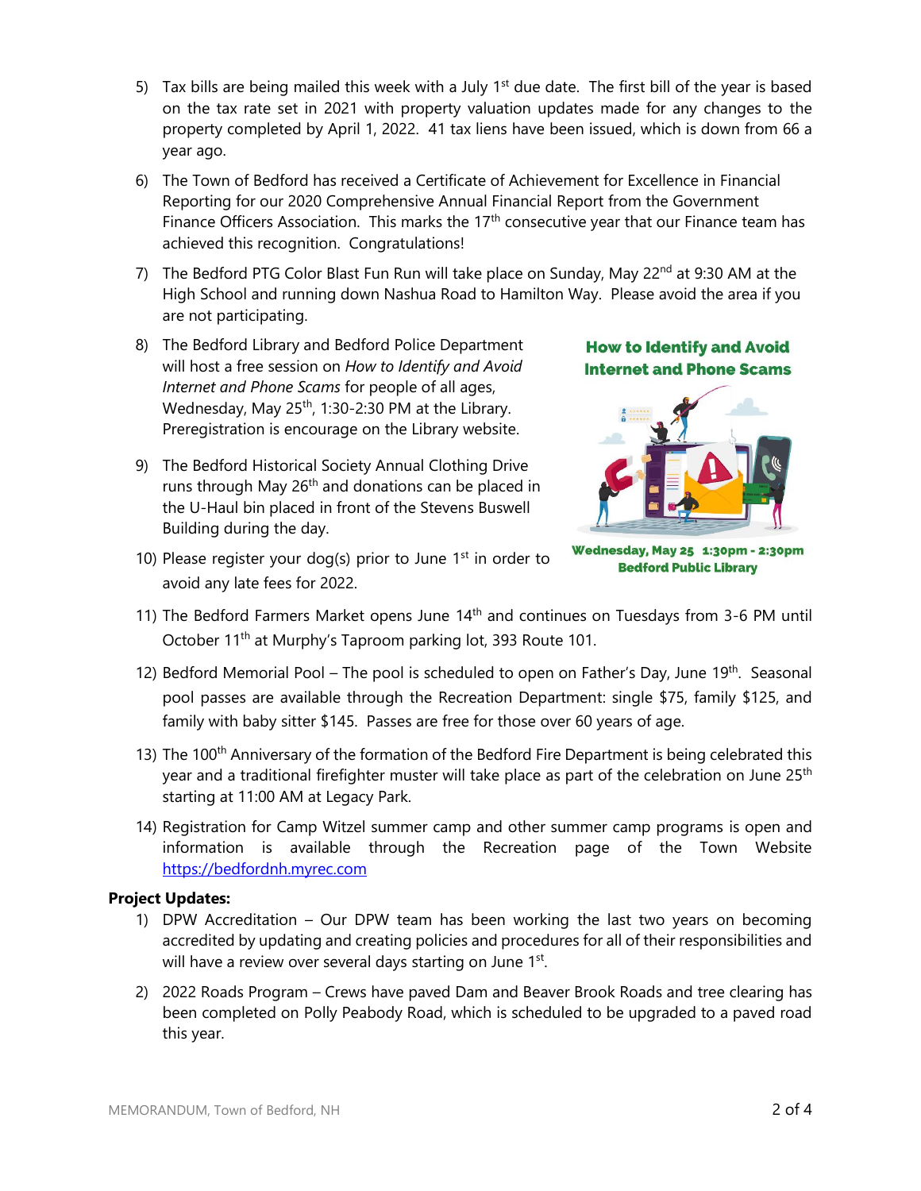5) Tax bills are being mailed this week with a July 1st due date. The first bill of the year is based on the tax rate set in 2021 with property valuation updates made for any changes to the property completed by April 1, 2022. 41 tax liens have been issued, which is down from 66 a year ago.

6) The Town of Bedford has received a Certificate of Achievement for Excellence in Financial Reporting for our 2020 Comprehensive Annual Financial Report from the Government Finance Officers Association. This marks the 17th consecutive year that our Finance team has achieved this recognition. Congratulations!

7) The Bedford PTG Color Blast Fun Run will take place on Sunday, May 22nd at 9:30 AM at the High School and running down Nashua Road to Hamilton Way. Please avoid the area if you are not participating.

8) The Bedford Library and Bedford Police Department will host a free session on *How to Identify and Avoid Internet and Phone Scams* for people of all ages, Wednesday, May 25th, 1:30-2:30 PM at the Library. Preregistration is encourage on the Library website.

**How to Identify and Avoid Internet and Phone Scams**

**Wednesday, May 25 1:30pm - 2:30pm**
**Bedford Public Library**

9) The Bedford Historical Society Annual Clothing Drive runs through May 26th and donations can be placed in the U-Haul bin placed in front of the Stevens Buswell Building during the day.

10) Please register your dog(s) prior to June 1st in order to avoid any late fees for 2022.

11) The Bedford Farmers Market opens June 14th and continues on Tuesdays from 3-6 PM until October 11th at Murphy's Taproom parking lot, 393 Route 101.

12) Bedford Memorial Pool – The pool is scheduled to open on Father's Day, June 19th. Seasonal pool passes are available through the Recreation Department: single $75, family $125, and family with baby sitter $145. Passes are free for those over 60 years of age.

13) The 100th Anniversary of the formation of the Bedford Fire Department is being celebrated this year and a traditional firefighter muster will take place as part of the celebration on June 25th starting at 11:00 AM at Legacy Park.

14) Registration for Camp Witzel summer camp and other summer camp programs is open and information is available through the Recreation page of the Town Website https://bedfordnh.myrec.com

**Project Updates:**

1) DPW Accreditation – Our DPW team has been working the last two years on becoming accredited by updating and creating policies and procedures for all of their responsibilities and will have a review over several days starting on June 1st.

2) 2022 Roads Program – Crews have paved Dam and Beaver Brook Roads and tree clearing has been completed on Polly Peabody Road, which is scheduled to be upgraded to a paved road this year.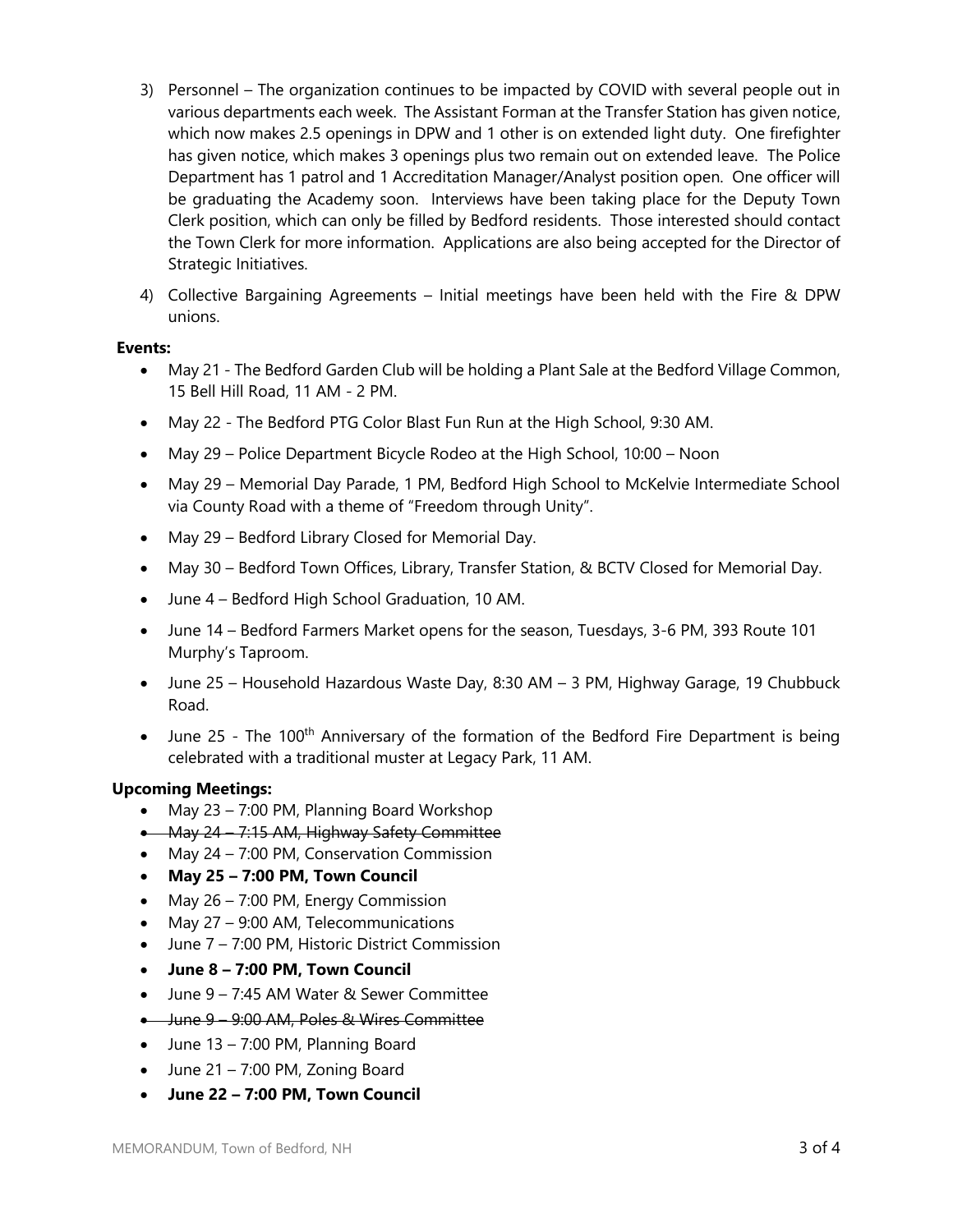3) Personnel – The organization continues to be impacted by COVID with several people out in various departments each week. The Assistant Forman at the Transfer Station has given notice, which now makes 2.5 openings in DPW and 1 other is on extended light duty. One firefighter has given notice, which makes 3 openings plus two remain out on extended leave. The Police Department has 1 patrol and 1 Accreditation Manager/Analyst position open. One officer will be graduating the Academy soon. Interviews have been taking place for the Deputy Town Clerk position, which can only be filled by Bedford residents. Those interested should contact the Town Clerk for more information. Applications are also being accepted for the Director of Strategic Initiatives.

4) Collective Bargaining Agreements – Initial meetings have been held with the Fire & DPW unions.

**Events:**

- May 21 - The Bedford Garden Club will be holding a Plant Sale at the Bedford Village Common, 15 Bell Hill Road, 11 AM - 2 PM.
- May 22 - The Bedford PTG Color Blast Fun Run at the High School, 9:30 AM.
- May 29 – Police Department Bicycle Rodeo at the High School, 10:00 – Noon
- May 29 – Memorial Day Parade, 1 PM, Bedford High School to McKelvie Intermediate School via County Road with a theme of "Freedom through Unity".
- May 29 – Bedford Library Closed for Memorial Day.
- May 30 – Bedford Town Offices, Library, Transfer Station, & BCTV Closed for Memorial Day.
- June 4 – Bedford High School Graduation, 10 AM.
- June 14 – Bedford Farmers Market opens for the season, Tuesdays, 3-6 PM, 393 Route 101 Murphy's Taproom.
- June 25 – Household Hazardous Waste Day, 8:30 AM – 3 PM, Highway Garage, 19 Chubbuck Road.
- June 25 - The 100th Anniversary of the formation of the Bedford Fire Department is being celebrated with a traditional muster at Legacy Park, 11 AM.

**Upcoming Meetings:**

- May 23 – 7:00 PM, Planning Board Workshop
- ~~May 24 – 7:15 AM, Highway Safety Committee~~
- May 24 – 7:00 PM, Conservation Commission
- **May 25 – 7:00 PM, Town Council**
- May 26 – 7:00 PM, Energy Commission
- May 27 – 9:00 AM, Telecommunications
- June 7 – 7:00 PM, Historic District Commission
- **June 8 – 7:00 PM, Town Council**
- June 9 – 7:45 AM Water & Sewer Committee
- ~~June 9 – 9:00 AM, Poles & Wires Committee~~
- June 13 – 7:00 PM, Planning Board
- June 21 – 7:00 PM, Zoning Board
- **June 22 – 7:00 PM, Town Council**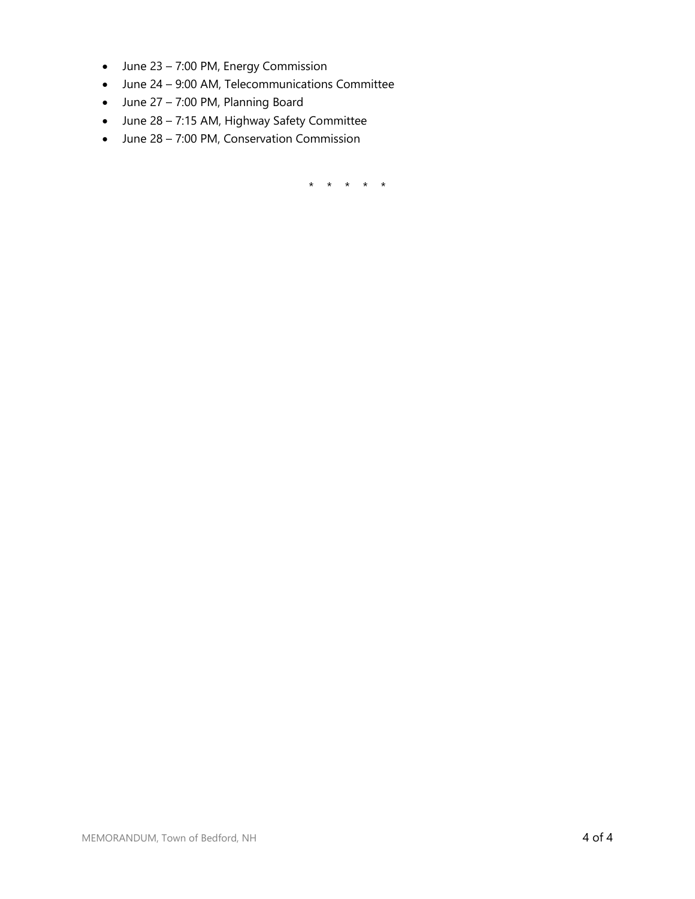- June 23 – 7:00 PM, Energy Commission
- June 24 – 9:00 AM, Telecommunications Committee
- June 27 – 7:00 PM, Planning Board
- June 28 – 7:15 AM, Highway Safety Committee
- June 28 – 7:00 PM, Conservation Commission

\* \* \* \* \*